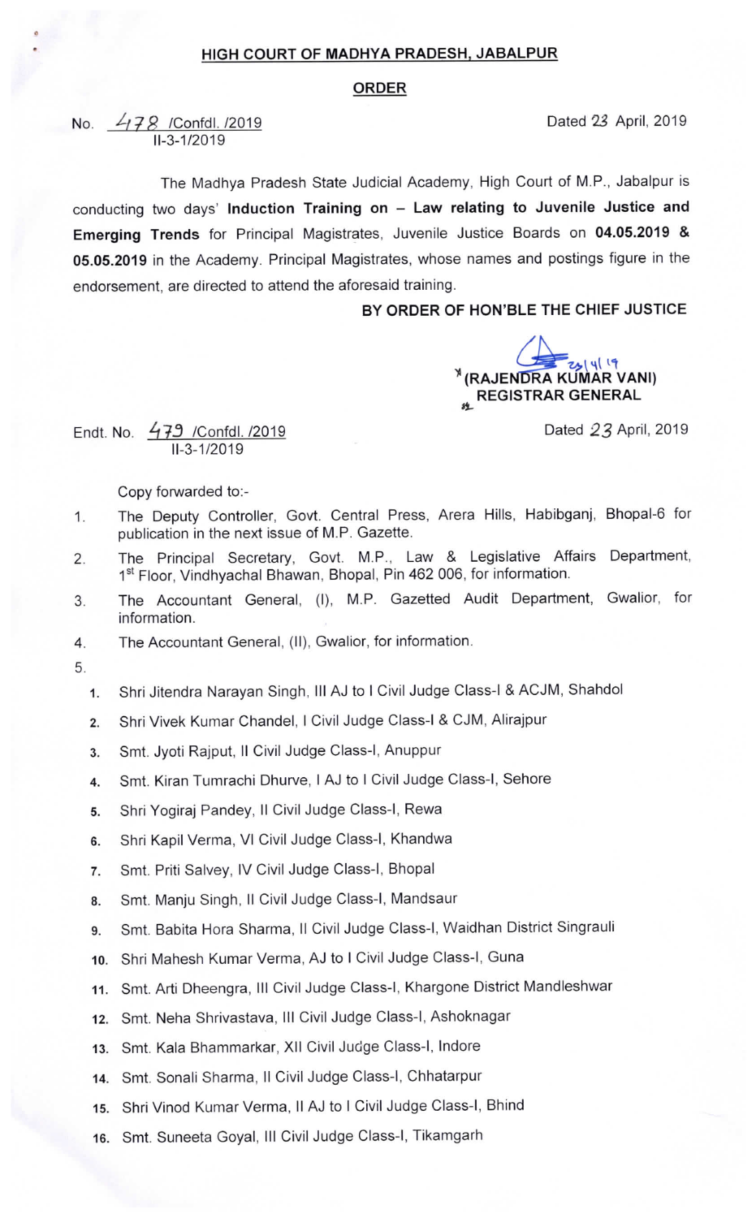# HIGH COURT OF MADHYA PRADESH, JABALPUR

## ORDER

No. 478 /Confdl. /2019
II-3-1/2019

Dated 23 April, 2019

The Madhya Pradesh State Judicial Academy, High Court of M.P., Jabalpur is conducting two days' **Induction Training on – Law relating to Juvenile Justice and Emerging Trends** for Principal Magistrates, Juvenile Justice Boards on **04.05.2019 & 05.05.2019** in the Academy. Principal Magistrates, whose names and postings figure in the endorsement, are directed to attend the aforesaid training.

**BY ORDER OF HON'BLE THE CHIEF JUSTICE**

23/4/19
**(RAJENDRA KUMAR VANI)**
**REGISTRAR GENERAL**

Endt. No. 479 /Confdl. /2019
II-3-1/2019

Dated 23 April, 2019

Copy forwarded to:-

1. The Deputy Controller, Govt. Central Press, Arera Hills, Habibganj, Bhopal-6 for publication in the next issue of M.P. Gazette.
2. The Principal Secretary, Govt. M.P., Law & Legislative Affairs Department, 1st Floor, Vindhyachal Bhawan, Bhopal, Pin 462 006, for information.
3. The Accountant General, (I), M.P. Gazetted Audit Department, Gwalior, for information.
4. The Accountant General, (II), Gwalior, for information.
5. 
    1. Shri Jitendra Narayan Singh, III AJ to I Civil Judge Class-I & ACJM, Shahdol
    2. Shri Vivek Kumar Chandel, I Civil Judge Class-I & CJM, Alirajpur
    3. Smt. Jyoti Rajput, II Civil Judge Class-I, Anuppur
    4. Smt. Kiran Tumrachi Dhurve, I AJ to I Civil Judge Class-I, Sehore
    5. Shri Yogiraj Pandey, II Civil Judge Class-I, Rewa
    6. Shri Kapil Verma, VI Civil Judge Class-I, Khandwa
    7. Smt. Priti Salvey, IV Civil Judge Class-I, Bhopal
    8. Smt. Manju Singh, II Civil Judge Class-I, Mandsaur
    9. Smt. Babita Hora Sharma, II Civil Judge Class-I, Waidhan District Singrauli
    10. Shri Mahesh Kumar Verma, AJ to I Civil Judge Class-I, Guna
    11. Smt. Arti Dheengra, III Civil Judge Class-I, Khargone District Mandleshwar
    12. Smt. Neha Shrivastava, III Civil Judge Class-I, Ashoknagar
    13. Smt. Kala Bhammarkar, XII Civil Judge Class-I, Indore
    14. Smt. Sonali Sharma, II Civil Judge Class-I, Chhatarpur
    15. Shri Vinod Kumar Verma, II AJ to I Civil Judge Class-I, Bhind
    16. Smt. Suneeta Goyal, III Civil Judge Class-I, Tikamgarh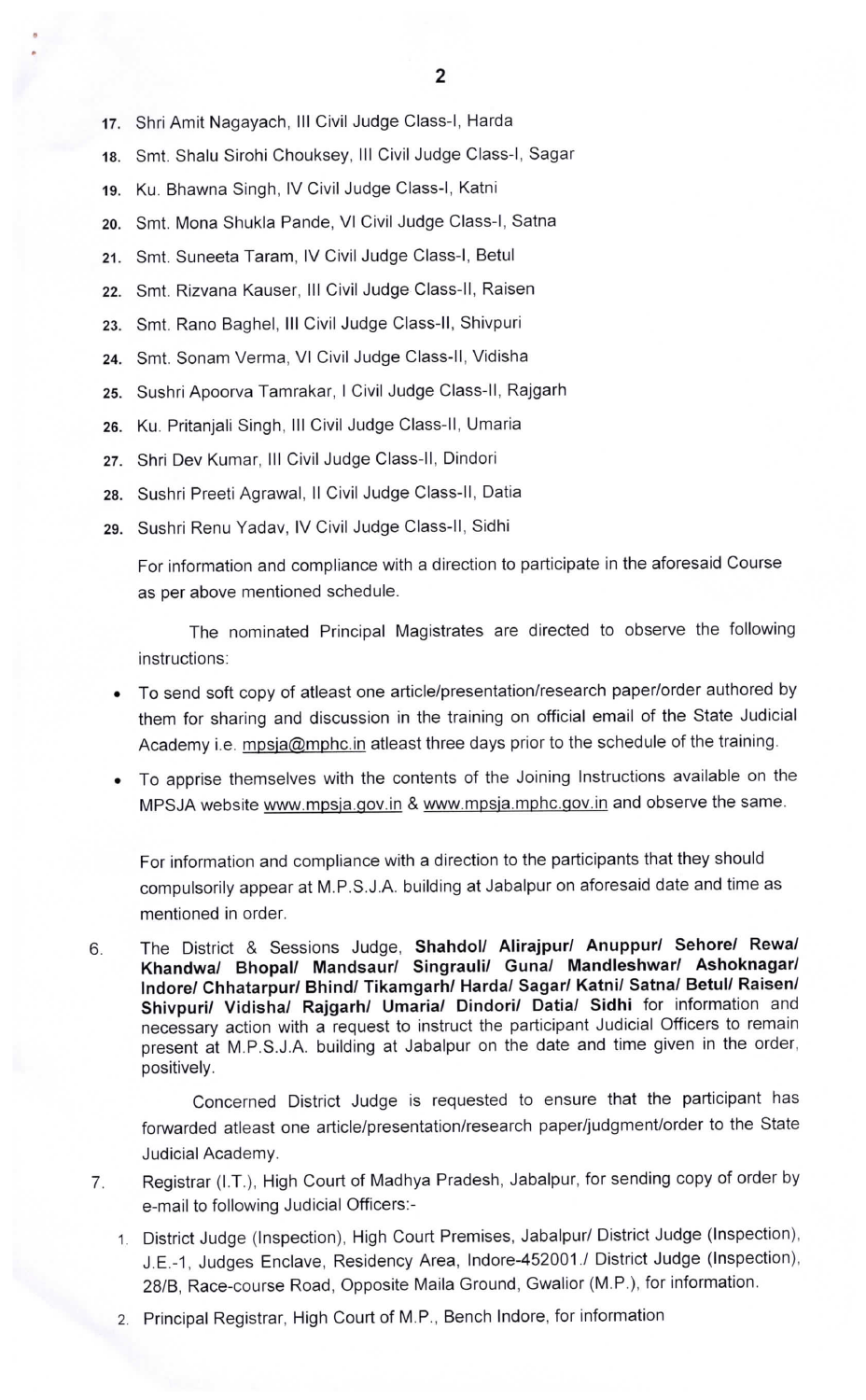17. Shri Amit Nagayach, III Civil Judge Class-I, Harda
18. Smt. Shalu Sirohi Chouksey, III Civil Judge Class-I, Sagar
19. Ku. Bhawna Singh, IV Civil Judge Class-I, Katni
20. Smt. Mona Shukla Pande, VI Civil Judge Class-I, Satna
21. Smt. Suneeta Taram, IV Civil Judge Class-I, Betul
22. Smt. Rizvana Kauser, III Civil Judge Class-II, Raisen
23. Smt. Rano Baghel, III Civil Judge Class-II, Shivpuri
24. Smt. Sonam Verma, VI Civil Judge Class-II, Vidisha
25. Sushri Apoorva Tamrakar, I Civil Judge Class-II, Rajgarh
26. Ku. Pritanjali Singh, III Civil Judge Class-II, Umaria
27. Shri Dev Kumar, III Civil Judge Class-II, Dindori
28. Sushri Preeti Agrawal, II Civil Judge Class-II, Datia
29. Sushri Renu Yadav, IV Civil Judge Class-II, Sidhi

For information and compliance with a direction to participate in the aforesaid Course as per above mentioned schedule.

The nominated Principal Magistrates are directed to observe the following instructions:

- To send soft copy of atleast one article/presentation/research paper/order authored by them for sharing and discussion in the training on official email of the State Judicial Academy i.e. mpsja@mphc.in atleast three days prior to the schedule of the training.
- To apprise themselves with the contents of the Joining Instructions available on the MPSJA website www.mpsja.gov.in & www.mpsja.mphc.gov.in and observe the same.

For information and compliance with a direction to the participants that they should compulsorily appear at M.P.S.J.A. building at Jabalpur on aforesaid date and time as mentioned in order.

6. The District & Sessions Judge, **Shahdol/ Alirajpur/ Anuppur/ Sehore/ Rewa/ Khandwa/ Bhopal/ Mandsaur/ Singrauli/ Guna/ Mandleshwar/ Ashoknagar/ Indore/ Chhatarpur/ Bhind/ Tikamgarh/ Harda/ Sagar/ Katni/ Satna/ Betul/ Raisen/ Shivpuri/ Vidisha/ Rajgarh/ Umaria/ Dindori/ Datia/ Sidhi** for information and necessary action with a request to instruct the participant Judicial Officers to remain present at M.P.S.J.A. building at Jabalpur on the date and time given in the order, positively.

   Concerned District Judge is requested to ensure that the participant has forwarded atleast one article/presentation/research paper/judgment/order to the State Judicial Academy.

7. Registrar (I.T.), High Court of Madhya Pradesh, Jabalpur, for sending copy of order by e-mail to following Judicial Officers:-
   1. District Judge (Inspection), High Court Premises, Jabalpur/ District Judge (Inspection), J.E.-1, Judges Enclave, Residency Area, Indore-452001./ District Judge (Inspection), 28/B, Race-course Road, Opposite Maila Ground, Gwalior (M.P.), for information.
   2. Principal Registrar, High Court of M.P., Bench Indore, for information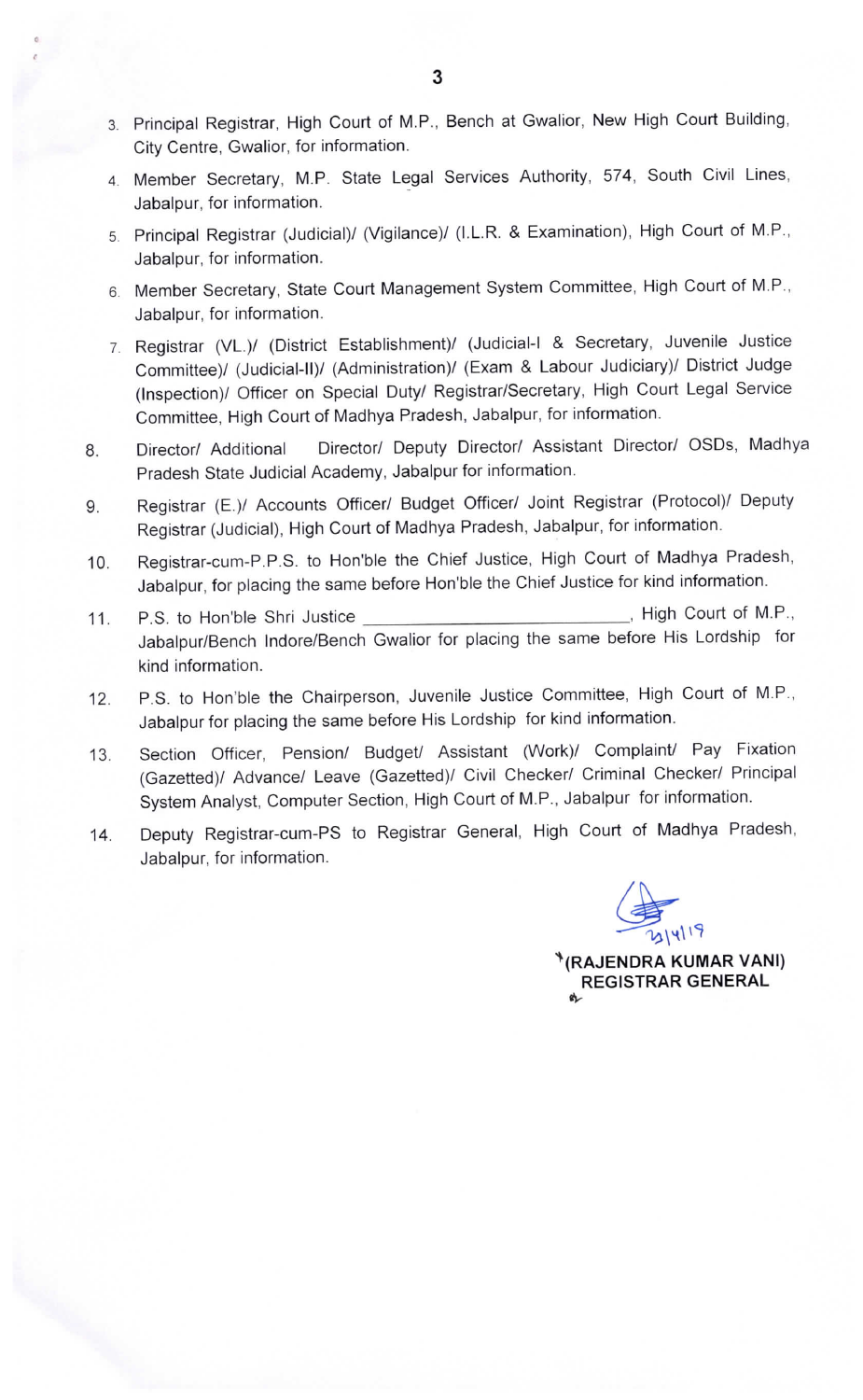3. Principal Registrar, High Court of M.P., Bench at Gwalior, New High Court Building, City Centre, Gwalior, for information.
4. Member Secretary, M.P. State Legal Services Authority, 574, South Civil Lines, Jabalpur, for information.
5. Principal Registrar (Judicial)/ (Vigilance)/ (I.L.R. & Examination), High Court of M.P., Jabalpur, for information.
6. Member Secretary, State Court Management System Committee, High Court of M.P., Jabalpur, for information.
7. Registrar (VL.)/ (District Establishment)/ (Judicial-I & Secretary, Juvenile Justice Committee)/ (Judicial-II)/ (Administration)/ (Exam & Labour Judiciary)/ District Judge (Inspection)/ Officer on Special Duty/ Registrar/Secretary, High Court Legal Service Committee, High Court of Madhya Pradesh, Jabalpur, for information.
8. Director/ Additional Director/ Deputy Director/ Assistant Director/ OSDs, Madhya Pradesh State Judicial Academy, Jabalpur for information.
9. Registrar (E.)/ Accounts Officer/ Budget Officer/ Joint Registrar (Protocol)/ Deputy Registrar (Judicial), High Court of Madhya Pradesh, Jabalpur, for information.
10. Registrar-cum-P.P.S. to Hon'ble the Chief Justice, High Court of Madhya Pradesh, Jabalpur, for placing the same before Hon'ble the Chief Justice for kind information.
11. P.S. to Hon'ble Shri Justice \_\_\_\_\_\_\_\_\_\_\_\_\_\_\_\_\_\_\_\_\_\_\_\_\_\_\_\_, High Court of M.P., Jabalpur/Bench Indore/Bench Gwalior for placing the same before His Lordship for kind information.
12. P.S. to Hon'ble the Chairperson, Juvenile Justice Committee, High Court of M.P., Jabalpur for placing the same before His Lordship for kind information.
13. Section Officer, Pension/ Budget/ Assistant (Work)/ Complaint/ Pay Fixation (Gazetted)/ Advance/ Leave (Gazetted)/ Civil Checker/ Criminal Checker/ Principal System Analyst, Computer Section, High Court of M.P., Jabalpur for information.
14. Deputy Registrar-cum-PS to Registrar General, High Court of Madhya Pradesh, Jabalpur, for information.

21/4/19

**(RAJENDRA KUMAR VANI)**
**REGISTRAR GENERAL**